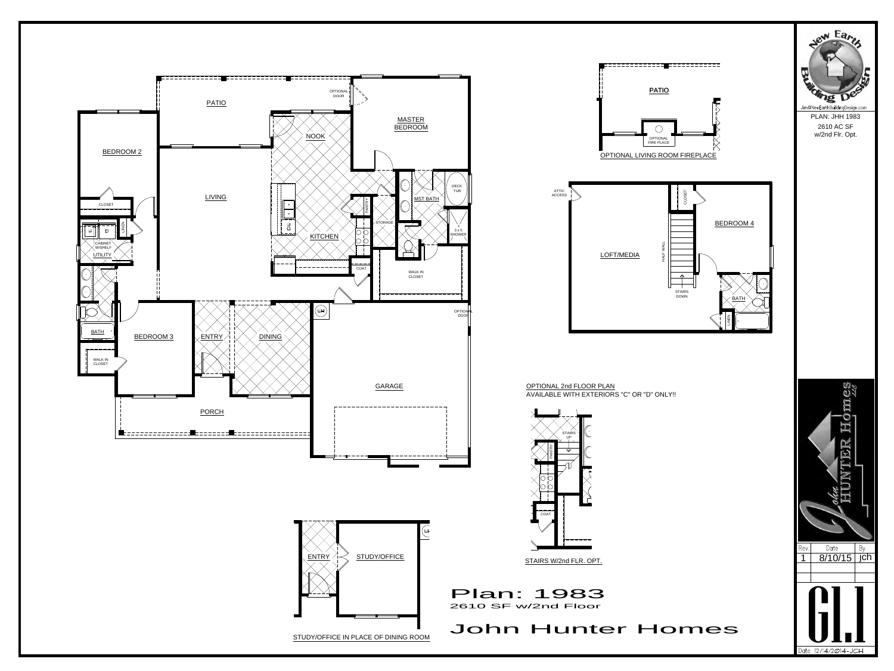# Plan: 1983

2610 SF w/2nd Floor

## John Hunter Homes

PATIO

OPTIONAL DOOR

MASTER BEDROOM

BEDROOM 2

NOOK

LIVING

CLOSET

LINEN

CABINET W/SHELF

UTILITY

PANTRY

STORAGE

MST BATH

DECK TUB

3 x 5 SHOWER

KITCHEN

DW

COAT

WALK IN CLOSET

OPTIONAL DOOR

BATH

BEDROOM 3

ENTRY

DINING

WALK IN CLOSET

GARAGE

PORCH

PATIO

OPTIONAL FIRE PLACE

OPTIONAL LIVING ROOM FIREPLACE

ATTIC ACCESS

CLOSET

LOFT/MEDIA

HALF WALL

BEDROOM 4

STAIRS DOWN

BATH

LINEN

OPTIONAL 2nd FLOOR PLAN

AVAILABLE WITH EXTERIORS "C" OR "D" ONLY!!

STAIRS UP

PANTRY

COAT

STAIRS W/2nd FLR. OPT.

ENTRY

STUDY/OFFICE

STUDY/OFFICE IN PLACE OF DINING ROOM

New Earth Building Design

Jim@NewEarthBuildingDesign.com

PLAN: JHH 1983

2610 AC SF w/2nd Flr. Opt.

John HUNTER Homes LLC

| Rev. | Date | By |
| --- | --- | --- |
| 1 | 8/10/15 | jch |

G1.1

Date 12/4/2014-JCH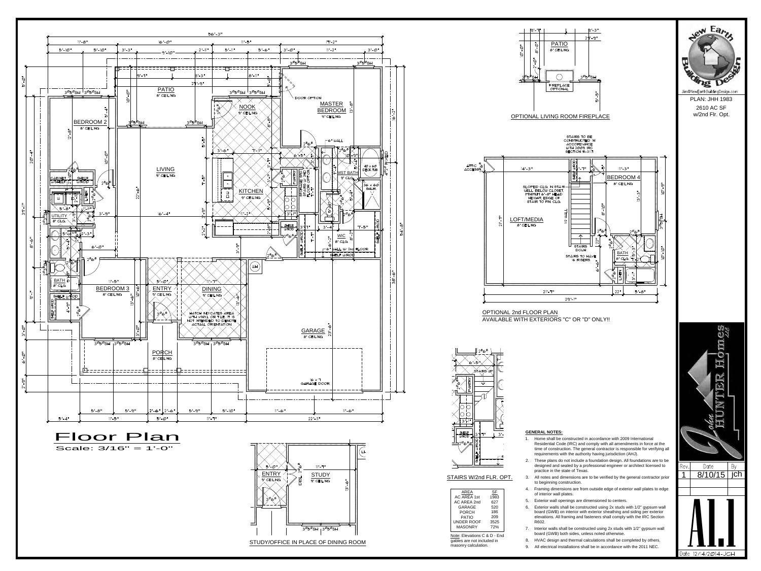# Floor Plan

Scale: 3/16" = 1'-0"

OPTIONAL LIVING ROOM FIREPLACE

OPTIONAL 2nd FLOOR PLAN
AVAILABLE WITH EXTERIORS "C" OR "D" ONLY!!

STAIRS W/2nd FLR. OPT.

STUDY/OFFICE IN PLACE OF DINING ROOM

| AREA | SF |
|---|---|
| AC AREA 1st | 1983 |
| AC AREA 2nd | 627 |
| GARAGE | 520 |
| PORCH | 186 |
| PATIO | 209 |
| UNDER ROOF | 3525 |
| MASONRY | 72% |

Note: Elevations C & D - End gables are not included in masonry calculation.

**GENERAL NOTES:**

1. Home shall be constructed in accordance with 2009 International Residential Code (IRC) and comply with all amendments in force at the time of construction. The general contractor is responsible for verifying all requirements with the authority having jurisdiction (AHJ).
2. These plans do not include a foundation design. All foundations are to be designed and sealed by a professional engineer or architect licensed to practice in the state of Texas.
3. All notes and dimensions are to be verified by the general contractor prior to beginning construction.
4. Framing dimensions are from outside edge of exterior wall plates to edge of interior wall plates.
5. Exterior wall openings are dimensioned to centers.
6. Exterior walls shall be constructed using 2x studs with 1/2" gypsum wall board (GWB) on interior with exterior sheathing and siding per exterior elevations. All framing and fasteners shall comply with the IRC Section R602.
7. Interior walls shall be constructed using 2x studs with 1/2" gypsum wall board (GWB) both sides, unless noted otherwise.
8. HVAC design and thermal calculations shall be completed by others.
9. All electrical installations shall be in accordance with the 2011 NEC.

New Earth Building Design
Jim@NewEarthBuildingDesign.com
PLAN: JHH 1983
2610 AC SF
w/2nd Flr. Opt.

John Hunter Homes LLC

| Rev. | Date | By |
|---|---|---|
| 1 | 8/10/15 | jch |

A1.1

Date 12/4/2014-JCH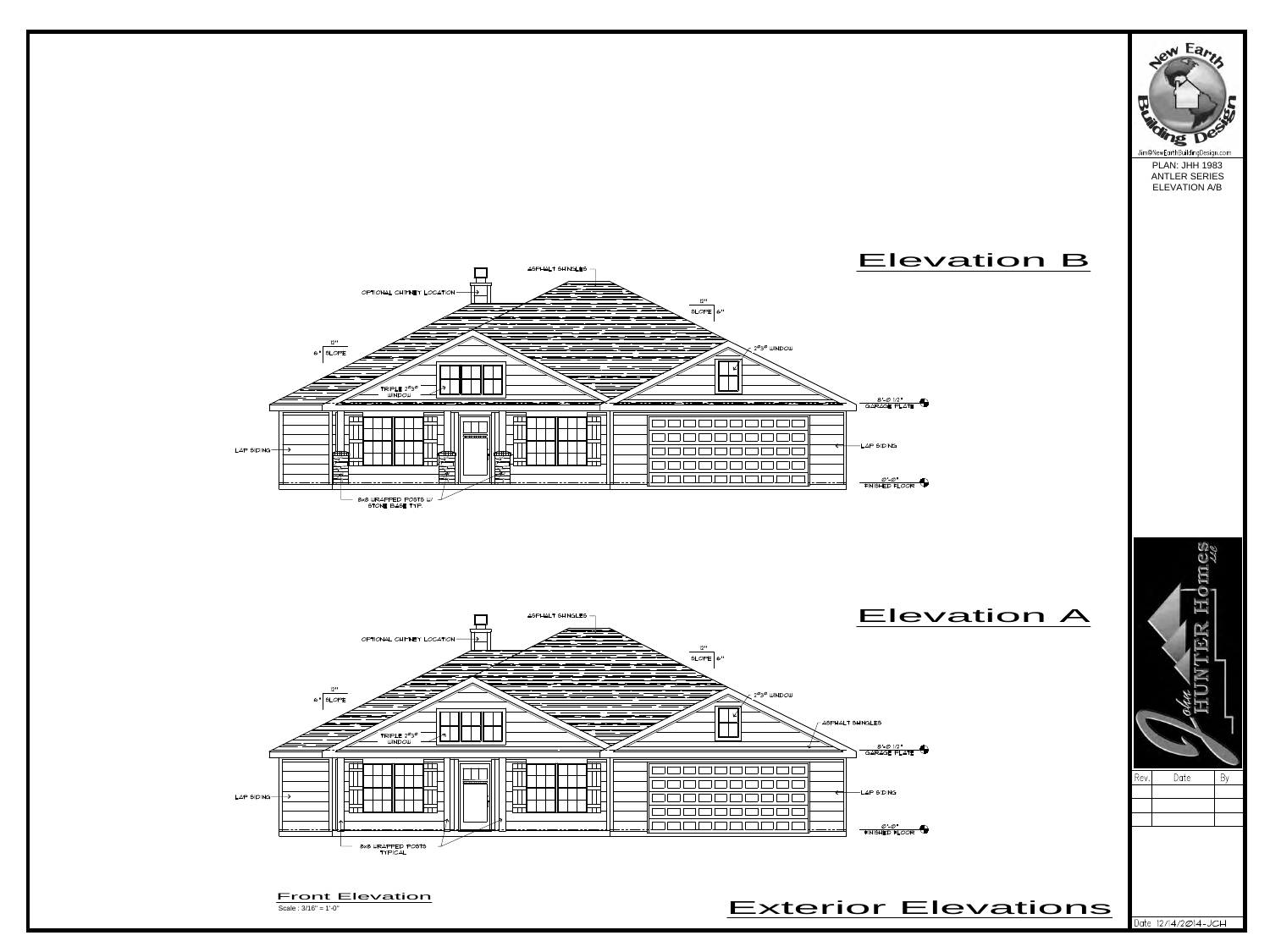PLAN: JHH 1983
ANTLER SERIES
ELEVATION A/B

Jim@NewEarthBuildingDesign.com

## Elevation B

ASPHALT SHINGLES

OPTIONAL CHIMNEY LOCATION

12"
SLOPE 6"

12"
6" SLOPE

2⁰3⁰ WINDOW

TRIPLE 2⁰3⁰ WINDOW

8'-0 1/2" GARAGE PLATE

LAP SIDING

LAP SIDING

0'-0" FINISHED FLOOR

8x8 WRAPPED POSTS W/ STONE BASE TYP.

## Elevation A

ASPHALT SHINGLES

OPTIONAL CHIMNEY LOCATION

12"
SLOPE 6"

12"
6" SLOPE

2⁰3⁰ WINDOW

ASPHALT SHINGLES

TRIPLE 2⁰3⁰ WINDOW

8'-0 1/2" GARAGE PLATE

LAP SIDING

LAP SIDING

0'-0" FINISHED FLOOR

8x8 WRAPPED POSTS TYPICAL

Front Elevation
Scale : 3/16" = 1'-0"

# Exterior Elevations

| Rev. | Date | By |
|---|---|---|
| | | |
| | | |
| | | |

Date 12/4/2014-JCH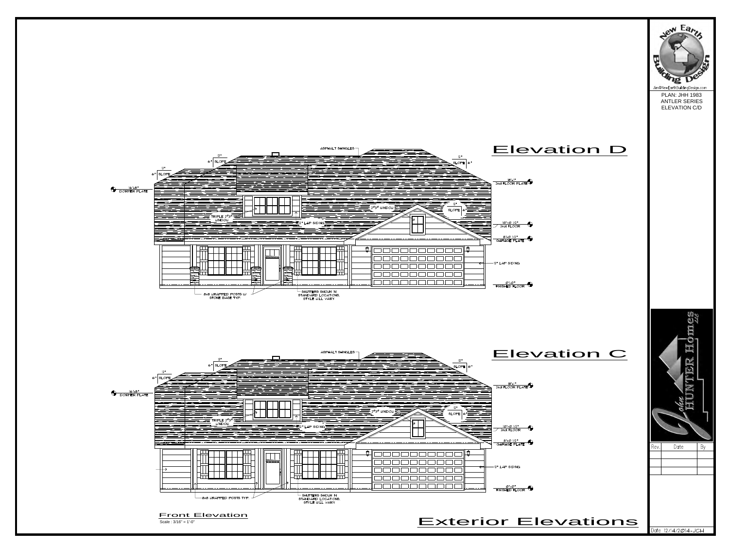# Elevation D

ASPHALT SHINGLES

12"
6" SLOPE

12"
6" SLOPE

12"
SLOPE 6"

16'-8"
DORMER PLATE

18'-1"
2nd FLOOR PLATE

TRIPLE 2^0 3^0
WINDOW

2^0 3^0 WINDOW

12"
SLOPE 6"

8" LAP SIDING

10'-0 1/2"
2nd FLOOR

8'-0 1/2"
GARAGE PLATE

12" LAP SIDING

0'-0"
FINISHED FLOOR

8x8 WRAPPED POSTS W/
STONE BASE TYP.

SHUTTERS SHOWN IN
STANDARD LOCATIONS.
STYLE WILL VARY

# Elevation C

ASPHALT SHINGLES

12"
6" SLOPE

12"
6" SLOPE

12"
SLOPE 6"

16'-8"
DORMER PLATE

18'-1"
2nd FLOOR PLATE

TRIPLE 2^0 3^0
WINDOW

2^0 3^0 WINDOW

12"
SLOPE 6"

8" LAP SIDING

10'-0 1/2"
2nd FLOOR

8'-0 1/2"
GARAGE PLATE

12" LAP SIDING

0'-0"
FINISHED FLOOR

8x8 WRAPPED POSTS TYP.

SHUTTERS SHOWN IN
STANDARD LOCATIONS.
STYLE WILL VARY

## Front Elevation

Scale : 3/16" = 1'-0"

# Exterior Elevations

New Earth Building Design

Jim@NewEarthBuildingDesign.com

PLAN: JHH 1983
ANTLER SERIES
ELEVATION C/D

John Hunter Homes LLC

| Rev. | Date | By |
|---|---|---|
| | | |
| | | |
| | | |

Date 12/14/2014-JCH